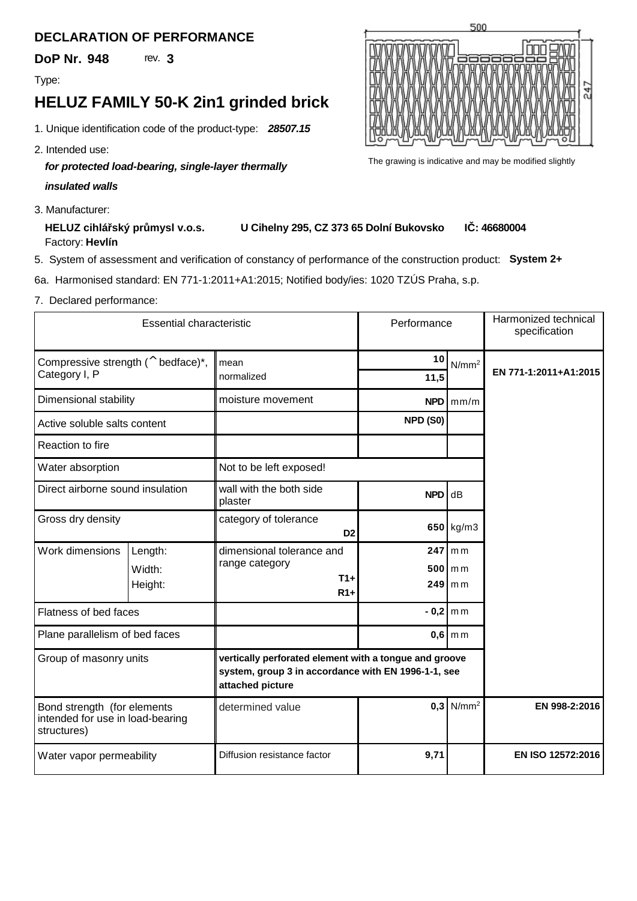## DECLARATION OF PERFORMANCE

**DoP Nr. 948** rev. **3**

Type:

# HELUZ FAMILY 50-K 2in1 grinded brick

1. Unique identification code of the product-type: ***28507.15***

2. Intended use:

   ***for protected load-bearing, single-layer thermally insulated walls***

3. Manufacturer:

   **HELUZ cihlářský průmysl v.o.s.** **U Cihelny 295, CZ 373 65 Dolní Bukovsko** **IČ: 46680004**

   Factory: **Hevlín**

The grawing is indicative and may be modified slightly

5. System of assessment and verification of constancy of performance of the construction product: **System 2+**

6a. Harmonised standard: EN 771-1:2011+A1:2015; Notified body/ies: 1020 TZÚS Praha, s.p.

7. Declared performance:

| Essential characteristic | | | Performance | | Harmonized technical specification |
|---|---|---|---|---|---|
| Compressive strength (^ bedface)*, Category I, P | | mean | **10** | N/mm² | **EN 771-1:2011+A1:2015** |
| | | normalized | **11,5** | | |
| Dimensional stability | | moisture movement | **NPD** | mm/m | |
| Active soluble salts content | | | **NPD (S0)** | | |
| Reaction to fire | | | | | |
| Water absorption | | Not to be left exposed! | | | |
| Direct airborne sound insulation | | wall with the both side plaster | **NPD** | dB | |
| Gross dry density | | category of tolerance **D2** | **650** | kg/m3 | |
| Work dimensions | Length: | dimensional tolerance and range category **T1+** **R1+** | **247** | mm | |
| | Width: | | **500** | mm | |
| | Height: | | **249** | mm | |
| Flatness of bed faces | | | **- 0,2** | mm | |
| Plane parallelism of bed faces | | | **0,6** | mm | |
| Group of masonry units | | **vertically perforated element with a tongue and groove system, group 3 in accordance with EN 1996-1-1, see attached picture** | | | |
| Bond strength (for elements intended for use in load-bearing structures) | | determined value | **0,3** | N/mm² | **EN 998-2:2016** |
| Water vapor permeability | | Diffusion resistance factor | **9,71** | | **EN ISO 12572:2016** |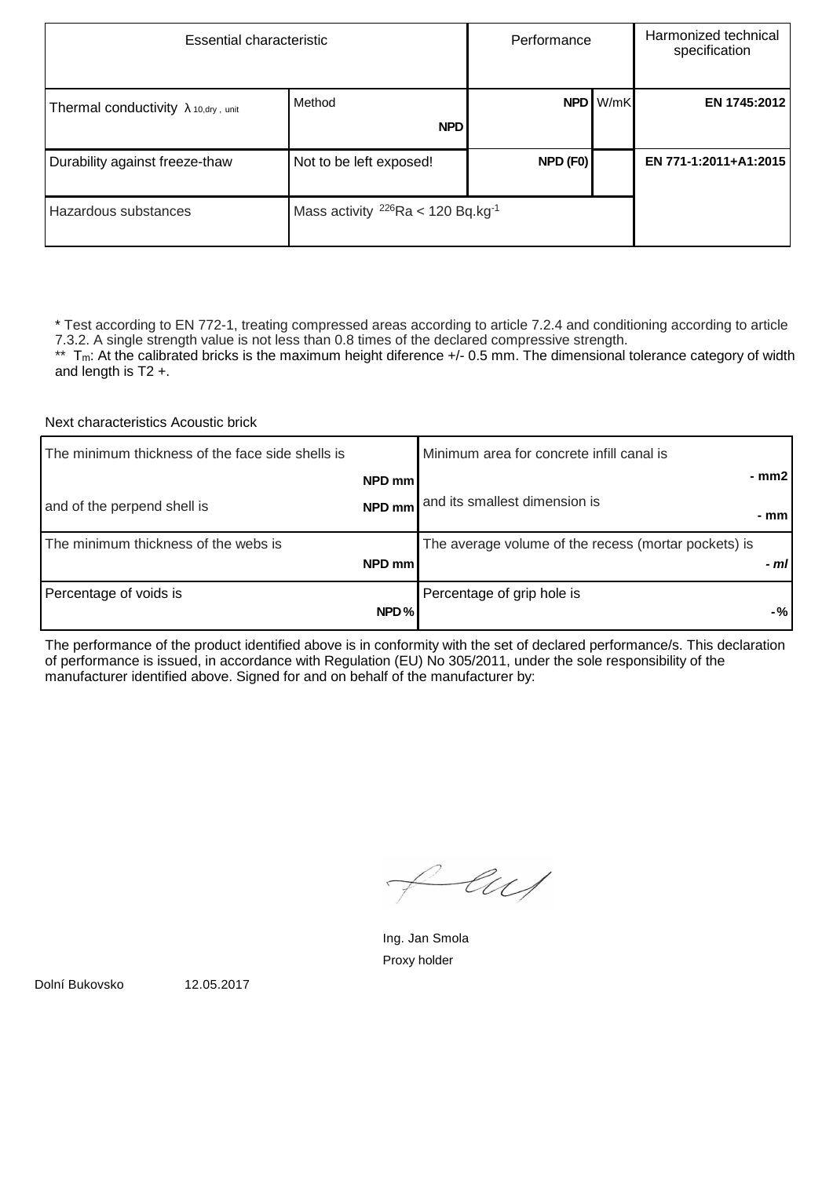| Essential characteristic | | Performance | | Harmonized technical specification |
|---|---|---|---|---|
| Thermal conductivity $\lambda_{10,dry\ ,\ unit}$ | Method **NPD** | **NPD** | W/mK | **EN 1745:2012** |
| Durability against freeze-thaw | Not to be left exposed! | **NPD (F0)** | | **EN 771-1:2011+A1:2015** |
| Hazardous substances | Mass activity $^{226}Ra$ < 120 $Bq.kg^{-1}$ | | | |

\* Test according to EN 772-1, treating compressed areas according to article 7.2.4 and conditioning according to article 7.3.2. A single strength value is not less than 0.8 times of the declared compressive strength.
\*\* $T_m$: At the calibrated bricks is the maximum height diference +/- 0.5 mm. The dimensional tolerance category of width and length is T2 +.

Next characteristics Acoustic brick

| | |
|---|---|
| The minimum thickness of the face side shells is **NPD mm** | Minimum area for concrete infill canal is **- mm2** |
| and of the perpend shell is **NPD mm** | and its smallest dimension is **- mm** |
| The minimum thickness of the webs is **NPD mm** | The average volume of the recess (mortar pockets) is ***- ml*** |
| Percentage of voids is **NPD %** | Percentage of grip hole is **- %** |

The performance of the product identified above is in conformity with the set of declared performance/s. This declaration of performance is issued, in accordance with Regulation (EU) No 305/2011, under the sole responsibility of the manufacturer identified above. Signed for and on behalf of the manufacturer by:

Ing. Jan Smola
Proxy holder

Dolní Bukovsko 12.05.2017